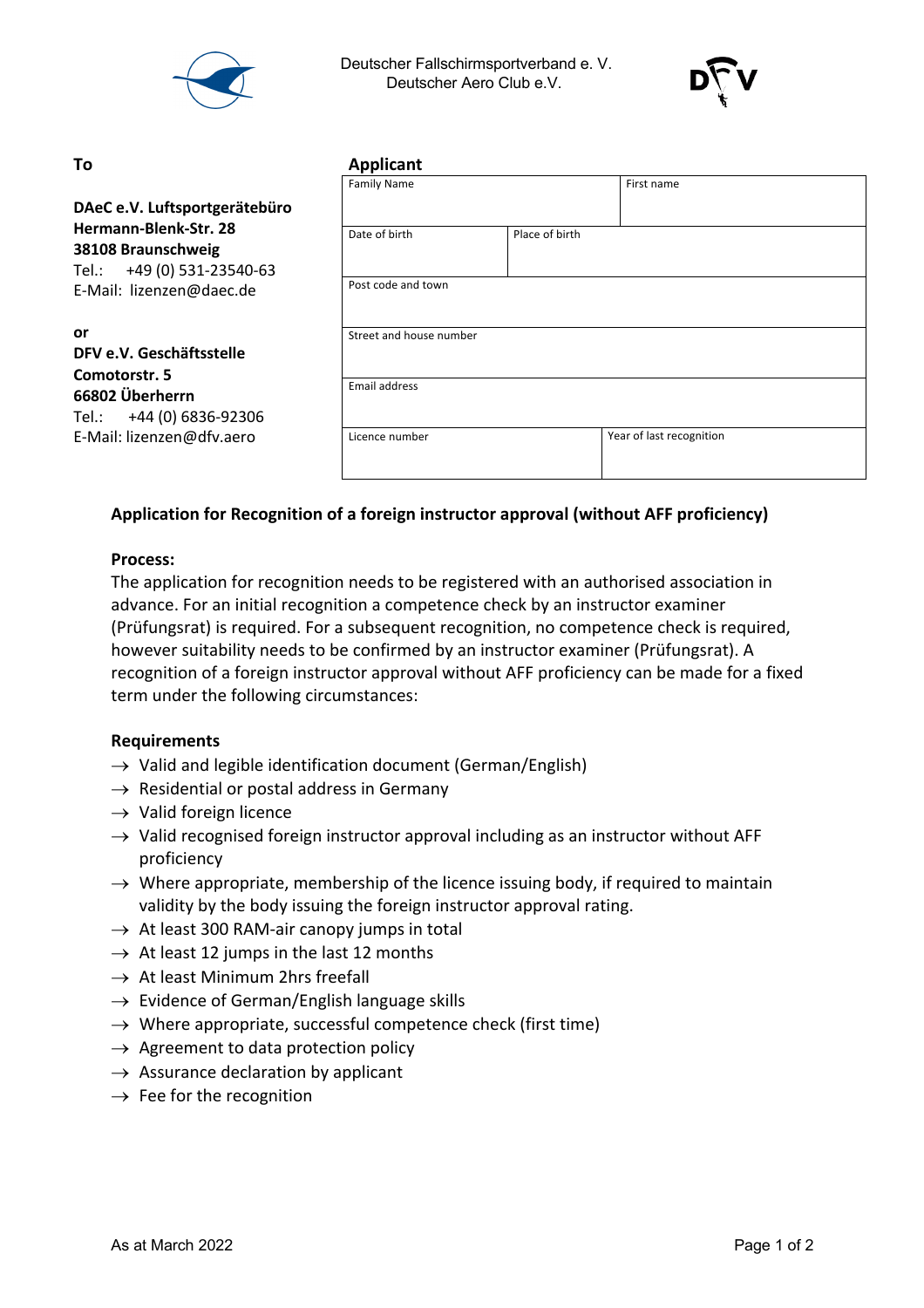Deutscher Fallschirmsportverband e. V.
Deutscher Aero Club e.V.

**To**

**DAeC e.V. Luftsportgerätebüro**
**Hermann-Blenk-Str. 28**
**38108 Braunschweig**
Tel.: +49 (0) 531-23540-63
E-Mail: lizenzen@daec.de

**or**
**DFV e.V. Geschäftsstelle**
**Comotorstr. 5**
**66802 Überherrn**
Tel.: +44 (0) 6836-92306
E-Mail: lizenzen@dfv.aero

**Applicant**

| Family Name | | First name |
|---|---|---|
| Date of birth | Place of birth | |
| Post code and town | | |
| Street and house number | | |
| Email address | | |
| Licence number | | Year of last recognition |

**Application for Recognition of a foreign instructor approval (without AFF proficiency)**

**Process:**

The application for recognition needs to be registered with an authorised association in advance. For an initial recognition a competence check by an instructor examiner (Prüfungsrat) is required. For a subsequent recognition, no competence check is required, however suitability needs to be confirmed by an instructor examiner (Prüfungsrat). A recognition of a foreign instructor approval without AFF proficiency can be made for a fixed term under the following circumstances:

**Requirements**

- → Valid and legible identification document (German/English)
- → Residential or postal address in Germany
- → Valid foreign licence
- → Valid recognised foreign instructor approval including as an instructor without AFF proficiency
- → Where appropriate, membership of the licence issuing body, if required to maintain validity by the body issuing the foreign instructor approval rating.
- → At least 300 RAM-air canopy jumps in total
- → At least 12 jumps in the last 12 months
- → At least Minimum 2hrs freefall
- → Evidence of German/English language skills
- → Where appropriate, successful competence check (first time)
- → Agreement to data protection policy
- → Assurance declaration by applicant
- → Fee for the recognition

As at March 2022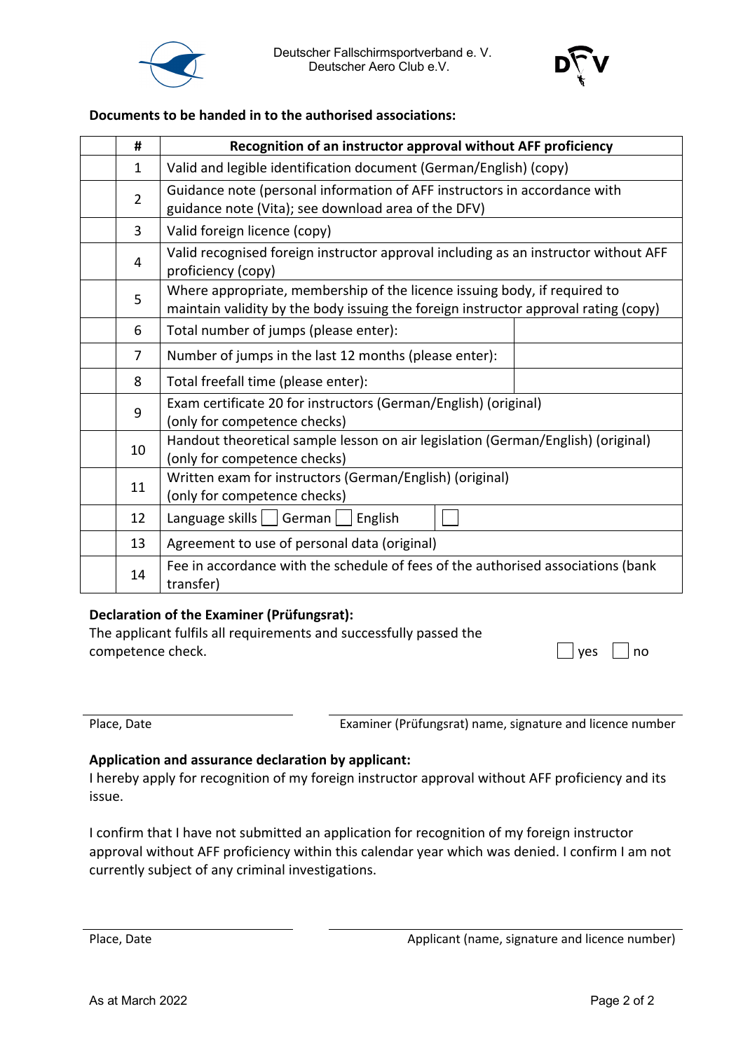Deutscher Fallschirmsportverband e. V.
Deutscher Aero Club e.V.

**Documents to be handed in to the authorised associations:**

| | # | Recognition of an instructor approval without AFF proficiency | |
|---|---|---|---|
| | 1 | Valid and legible identification document (German/English) (copy) | |
| | 2 | Guidance note (personal information of AFF instructors in accordance with guidance note (Vita); see download area of the DFV) | |
| | 3 | Valid foreign licence (copy) | |
| | 4 | Valid recognised foreign instructor approval including as an instructor without AFF proficiency (copy) | |
| | 5 | Where appropriate, membership of the licence issuing body, if required to maintain validity by the body issuing the foreign instructor approval rating (copy) | |
| | 6 | Total number of jumps (please enter): | |
| | 7 | Number of jumps in the last 12 months (please enter): | |
| | 8 | Total freefall time (please enter): | |
| | 9 | Exam certificate 20 for instructors (German/English) (original) (only for competence checks) | |
| | 10 | Handout theoretical sample lesson on air legislation (German/English) (original) (only for competence checks) | |
| | 11 | Written exam for instructors (German/English) (original) (only for competence checks) | |
| | 12 | Language skills ☐ German ☐ English | ☐ |
| | 13 | Agreement to use of personal data (original) | |
| | 14 | Fee in accordance with the schedule of fees of the authorised associations (bank transfer) | |

**Declaration of the Examiner (Prüfungsrat):**

The applicant fulfils all requirements and successfully passed the competence check. ☐ yes ☐ no

Place, Date

Examiner (Prüfungsrat) name, signature and licence number

**Application and assurance declaration by applicant:**

I hereby apply for recognition of my foreign instructor approval without AFF proficiency and its issue.

I confirm that I have not submitted an application for recognition of my foreign instructor approval without AFF proficiency within this calendar year which was denied. I confirm I am not currently subject of any criminal investigations.

Place, Date

Applicant (name, signature and licence number)

As at March 2022